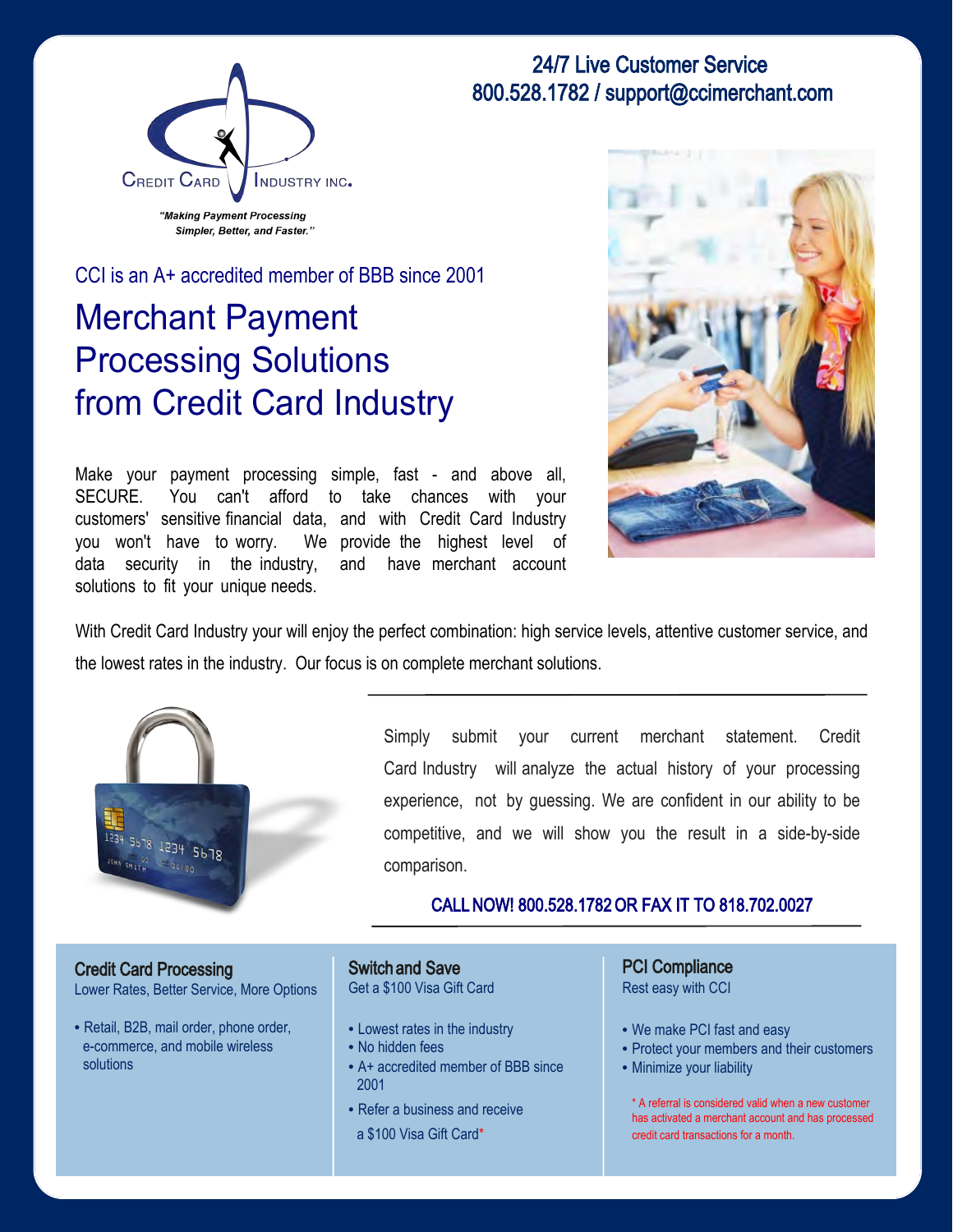**24/7 Live Customer Service**
**800.528.1782 / support@ccimerchant.com**

CREDIT CARD INDUSTRY INC.

*"Making Payment Processing Simpler, Better, and Faster."*

CCI is an A+ accredited member of BBB since 2001

# Merchant Payment Processing Solutions from Credit Card Industry

Make your payment processing simple, fast - and above all, SECURE. You can't afford to take chances with your customers' sensitive financial data, and with Credit Card Industry you won't have to worry. We provide the highest level of data security in the industry, and have merchant account solutions to fit your unique needs.

With Credit Card Industry your will enjoy the perfect combination: high service levels, attentive customer service, and the lowest rates in the industry. Our focus is on complete merchant solutions.

Simply submit your current merchant statement. Credit Card Industry will analyze the actual history of your processing experience, not by guessing. We are confident in our ability to be competitive, and we will show you the result in a side-by-side comparison.

**CALL NOW! 800.528.1782 OR FAX IT TO 818.702.0027**

## Credit Card Processing

Lower Rates, Better Service, More Options

- Retail, B2B, mail order, phone order, e-commerce, and mobile wireless solutions

## Switch and Save

Get a $100 Visa Gift Card

- Lowest rates in the industry
- No hidden fees
- A+ accredited member of BBB since 2001
- Refer a business and receive a $100 Visa Gift Card*

## PCI Compliance

Rest easy with CCI

- We make PCI fast and easy
- Protect your members and their customers
- Minimize your liability

* A referral is considered valid when a new customer has activated a merchant account and has processed credit card transactions for a month.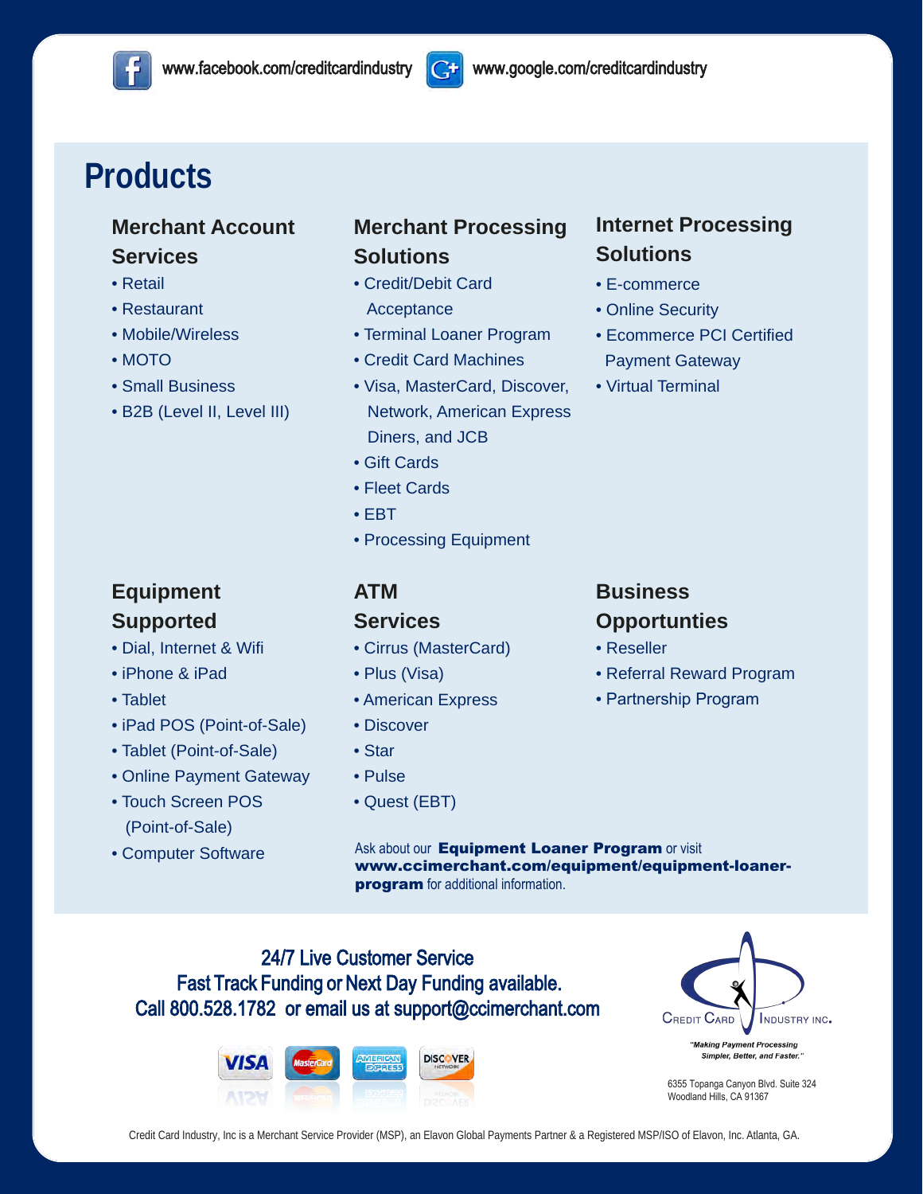www.facebook.com/creditcardindustry www.google.com/creditcardindustry

# Products

### Merchant Account Services

- Retail
- Restaurant
- Mobile/Wireless
- MOTO
- Small Business
- B2B (Level II, Level III)

### Merchant Processing Solutions

- Credit/Debit Card Acceptance
- Terminal Loaner Program
- Credit Card Machines
- Visa, MasterCard, Discover, Network, American Express Diners, and JCB
- Gift Cards
- Fleet Cards
- EBT
- Processing Equipment

### Internet Processing Solutions

- E-commerce
- Online Security
- Ecommerce PCI Certified Payment Gateway
- Virtual Terminal

### Equipment Supported

- Dial, Internet & Wifi
- iPhone & iPad
- Tablet
- iPad POS (Point-of-Sale)
- Tablet (Point-of-Sale)
- Online Payment Gateway
- Touch Screen POS (Point-of-Sale)
- Computer Software

### ATM Services

- Cirrus (MasterCard)
- Plus (Visa)
- American Express
- Discover
- Star
- Pulse
- Quest (EBT)

### Business Opportunties

- Reseller
- Referral Reward Program
- Partnership Program

Ask about our **Equipment Loaner Program** or visit **www.ccimerchant.com/equipment/equipment-loaner-program** for additional information.

24/7 Live Customer Service
Fast Track Funding or Next Day Funding available.
Call 800.528.1782 or email us at support@ccimerchant.com

Credit Card Industry Inc.

*"Making Payment Processing Simpler, Better, and Faster."*

6355 Topanga Canyon Blvd. Suite 324
Woodland Hills, CA 91367

Credit Card Industry, Inc is a Merchant Service Provider (MSP), an Elavon Global Payments Partner & a Registered MSP/ISO of Elavon, Inc. Atlanta, GA.